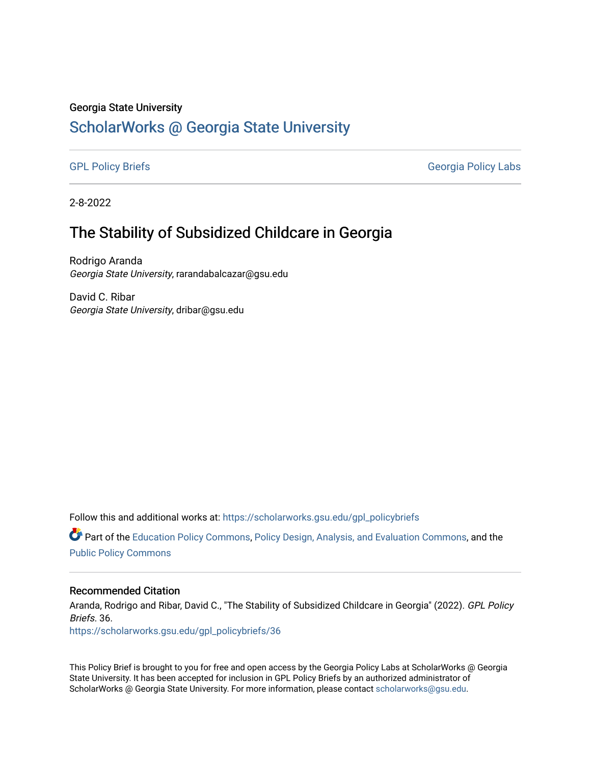Georgia State University

# ScholarWorks @ Georgia State University

GPL Policy Briefs | Georgia Policy Labs

2-8-2022

## The Stability of Subsidized Childcare in Georgia

Rodrigo Aranda
*Georgia State University*, rarandabalcazar@gsu.edu

David C. Ribar
*Georgia State University*, dribar@gsu.edu

Follow this and additional works at: https://scholarworks.gsu.edu/gpl_policybriefs

Part of the Education Policy Commons, Policy Design, Analysis, and Evaluation Commons, and the Public Policy Commons

### Recommended Citation

Aranda, Rodrigo and Ribar, David C., "The Stability of Subsidized Childcare in Georgia" (2022). *GPL Policy Briefs*. 36.
https://scholarworks.gsu.edu/gpl_policybriefs/36

This Policy Brief is brought to you for free and open access by the Georgia Policy Labs at ScholarWorks @ Georgia State University. It has been accepted for inclusion in GPL Policy Briefs by an authorized administrator of ScholarWorks @ Georgia State University. For more information, please contact scholarworks@gsu.edu.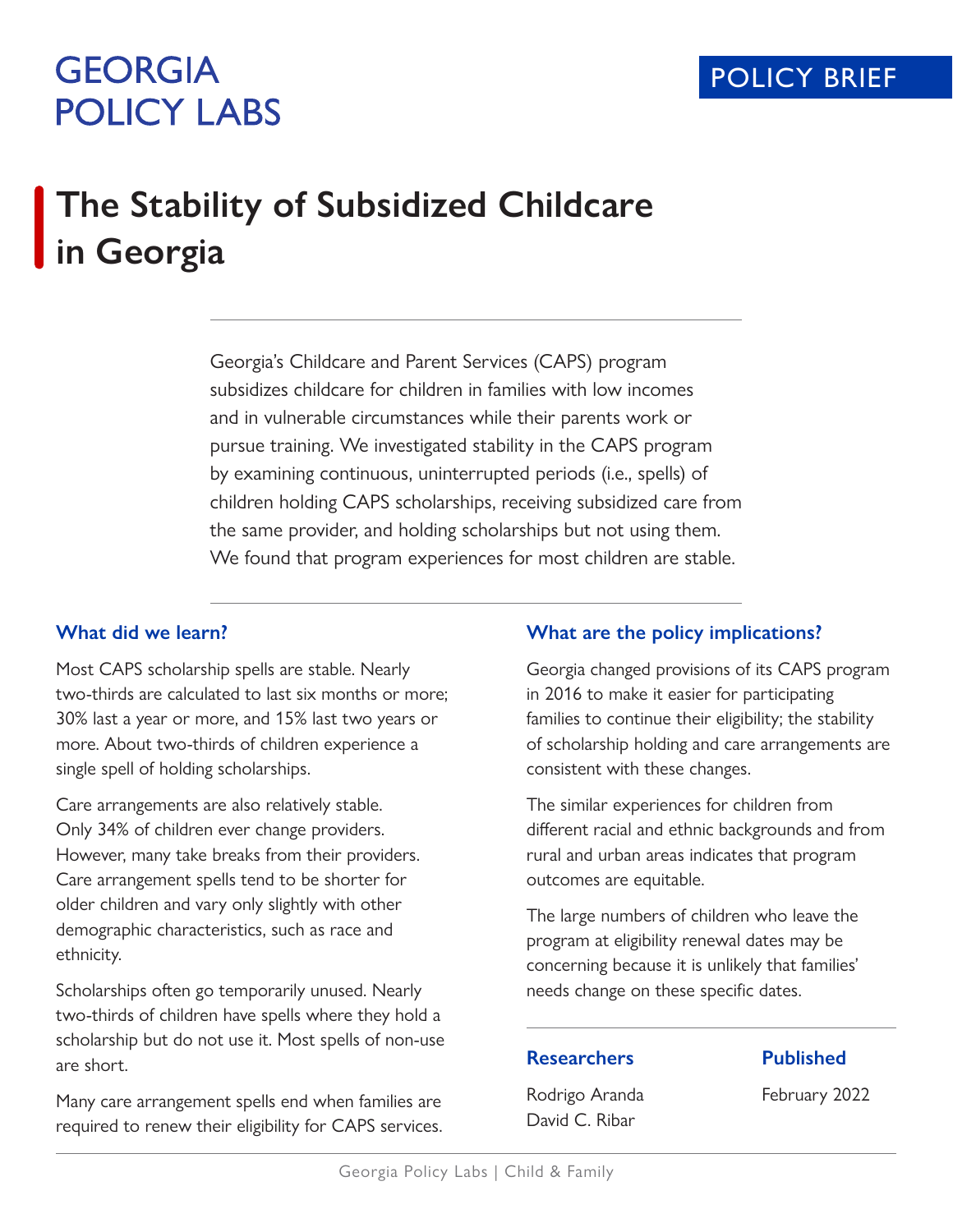GEORGIA POLICY LABS

POLICY BRIEF

# The Stability of Subsidized Childcare in Georgia

Georgia's Childcare and Parent Services (CAPS) program subsidizes childcare for children in families with low incomes and in vulnerable circumstances while their parents work or pursue training. We investigated stability in the CAPS program by examining continuous, uninterrupted periods (i.e., spells) of children holding CAPS scholarships, receiving subsidized care from the same provider, and holding scholarships but not using them. We found that program experiences for most children are stable.

## What did we learn?

Most CAPS scholarship spells are stable. Nearly two-thirds are calculated to last six months or more; 30% last a year or more, and 15% last two years or more. About two-thirds of children experience a single spell of holding scholarships.

Care arrangements are also relatively stable. Only 34% of children ever change providers. However, many take breaks from their providers. Care arrangement spells tend to be shorter for older children and vary only slightly with other demographic characteristics, such as race and ethnicity.

Scholarships often go temporarily unused. Nearly two-thirds of children have spells where they hold a scholarship but do not use it. Most spells of non-use are short.

Many care arrangement spells end when families are required to renew their eligibility for CAPS services.

## What are the policy implications?

Georgia changed provisions of its CAPS program in 2016 to make it easier for participating families to continue their eligibility; the stability of scholarship holding and care arrangements are consistent with these changes.

The similar experiences for children from different racial and ethnic backgrounds and from rural and urban areas indicates that program outcomes are equitable.

The large numbers of children who leave the program at eligibility renewal dates may be concerning because it is unlikely that families' needs change on these specific dates.

**Researchers**

Rodrigo Aranda
David C. Ribar

**Published**

February 2022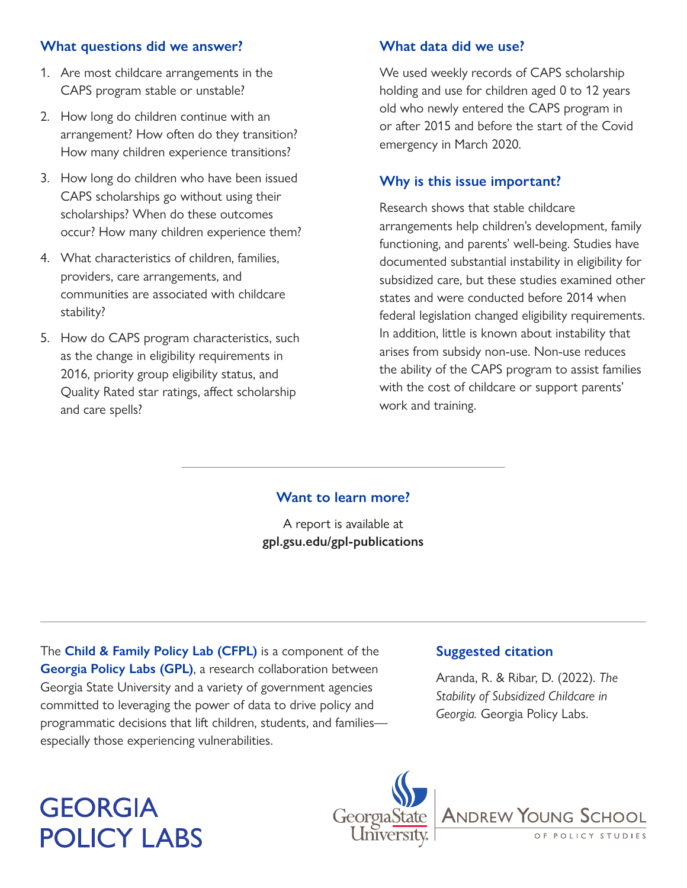## What questions did we answer?

1. Are most childcare arrangements in the CAPS program stable or unstable?
2. How long do children continue with an arrangement? How often do they transition? How many children experience transitions?
3. How long do children who have been issued CAPS scholarships go without using their scholarships? When do these outcomes occur? How many children experience them?
4. What characteristics of children, families, providers, care arrangements, and communities are associated with childcare stability?
5. How do CAPS program characteristics, such as the change in eligibility requirements in 2016, priority group eligibility status, and Quality Rated star ratings, affect scholarship and care spells?

## What data did we use?

We used weekly records of CAPS scholarship holding and use for children aged 0 to 12 years old who newly entered the CAPS program in or after 2015 and before the start of the Covid emergency in March 2020.

## Why is this issue important?

Research shows that stable childcare arrangements help children's development, family functioning, and parents' well-being. Studies have documented substantial instability in eligibility for subsidized care, but these studies examined other states and were conducted before 2014 when federal legislation changed eligibility requirements. In addition, little is known about instability that arises from subsidy non-use. Non-use reduces the ability of the CAPS program to assist families with the cost of childcare or support parents' work and training.

---

## Want to learn more?

A report is available at
**gpl.gsu.edu/gpl-publications**

---

The **Child & Family Policy Lab (CFPL)** is a component of the **Georgia Policy Labs (GPL)**, a research collaboration between Georgia State University and a variety of government agencies committed to leveraging the power of data to drive policy and programmatic decisions that lift children, students, and families—especially those experiencing vulnerabilities.

## Suggested citation

Aranda, R. & Ribar, D. (2022). *The Stability of Subsidized Childcare in Georgia.* Georgia Policy Labs.

GEORGIA POLICY LABS

Georgia State University | Andrew Young School of Policy Studies